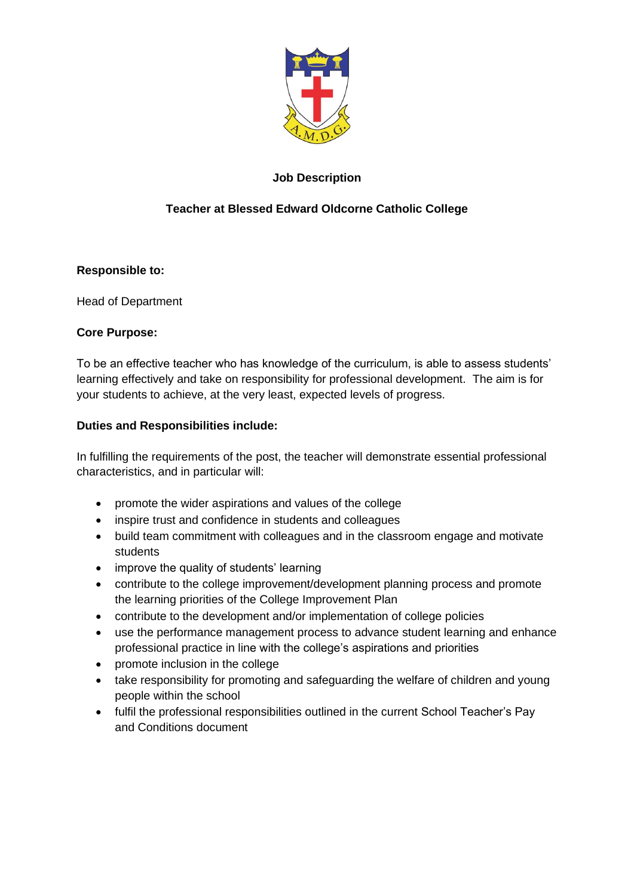**Job Description**

**Teacher at Blessed Edward Oldcorne Catholic College**

**Responsible to:**

Head of Department

**Core Purpose:**

To be an effective teacher who has knowledge of the curriculum, is able to assess students' learning effectively and take on responsibility for professional development. The aim is for your students to achieve, at the very least, expected levels of progress.

**Duties and Responsibilities include:**

In fulfilling the requirements of the post, the teacher will demonstrate essential professional characteristics, and in particular will:

- promote the wider aspirations and values of the college
- inspire trust and confidence in students and colleagues
- build team commitment with colleagues and in the classroom engage and motivate students
- improve the quality of students' learning
- contribute to the college improvement/development planning process and promote the learning priorities of the College Improvement Plan
- contribute to the development and/or implementation of college policies
- use the performance management process to advance student learning and enhance professional practice in line with the college's aspirations and priorities
- promote inclusion in the college
- take responsibility for promoting and safeguarding the welfare of children and young people within the school
- fulfil the professional responsibilities outlined in the current School Teacher's Pay and Conditions document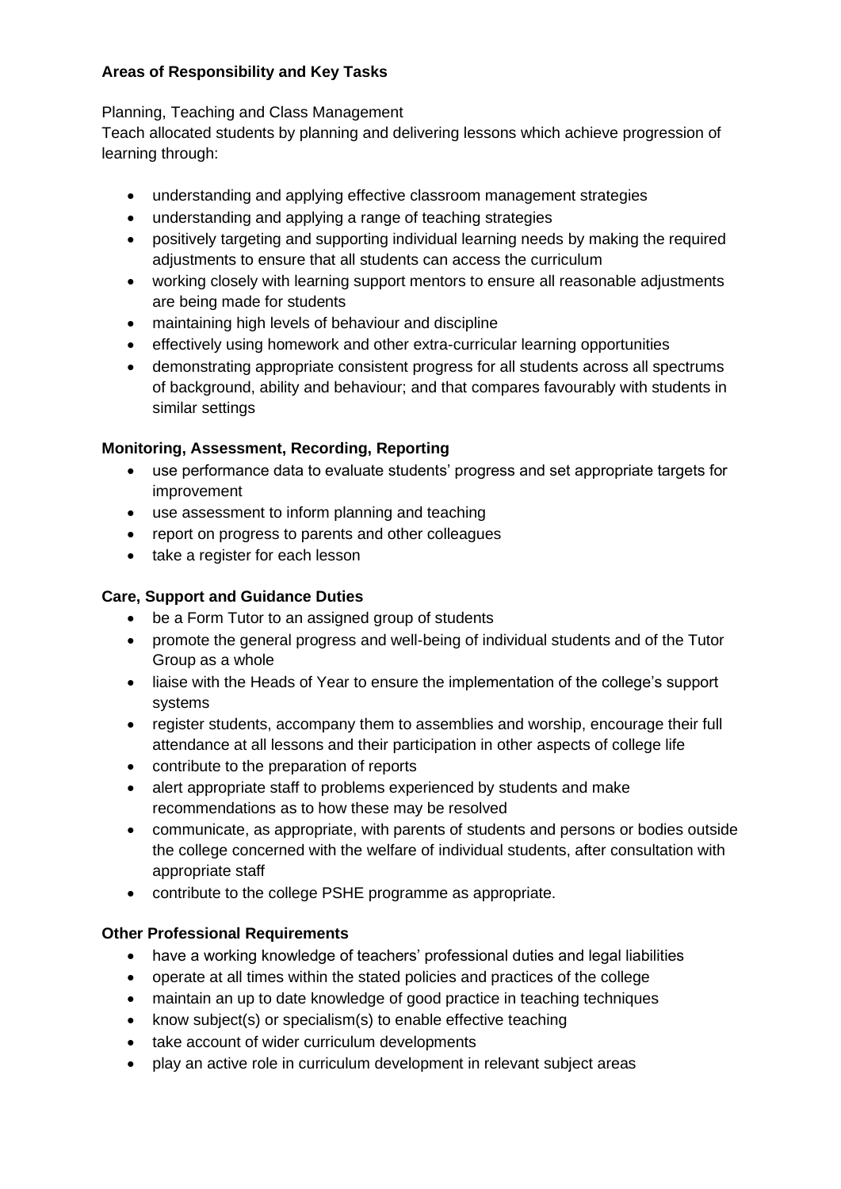**Areas of Responsibility and Key Tasks**

Planning, Teaching and Class Management

Teach allocated students by planning and delivering lessons which achieve progression of learning through:

- understanding and applying effective classroom management strategies
- understanding and applying a range of teaching strategies
- positively targeting and supporting individual learning needs by making the required adjustments to ensure that all students can access the curriculum
- working closely with learning support mentors to ensure all reasonable adjustments are being made for students
- maintaining high levels of behaviour and discipline
- effectively using homework and other extra-curricular learning opportunities
- demonstrating appropriate consistent progress for all students across all spectrums of background, ability and behaviour; and that compares favourably with students in similar settings

**Monitoring, Assessment, Recording, Reporting**

- use performance data to evaluate students' progress and set appropriate targets for improvement
- use assessment to inform planning and teaching
- report on progress to parents and other colleagues
- take a register for each lesson

**Care, Support and Guidance Duties**

- be a Form Tutor to an assigned group of students
- promote the general progress and well-being of individual students and of the Tutor Group as a whole
- liaise with the Heads of Year to ensure the implementation of the college's support systems
- register students, accompany them to assemblies and worship, encourage their full attendance at all lessons and their participation in other aspects of college life
- contribute to the preparation of reports
- alert appropriate staff to problems experienced by students and make recommendations as to how these may be resolved
- communicate, as appropriate, with parents of students and persons or bodies outside the college concerned with the welfare of individual students, after consultation with appropriate staff
- contribute to the college PSHE programme as appropriate.

**Other Professional Requirements**

- have a working knowledge of teachers' professional duties and legal liabilities
- operate at all times within the stated policies and practices of the college
- maintain an up to date knowledge of good practice in teaching techniques
- know subject(s) or specialism(s) to enable effective teaching
- take account of wider curriculum developments
- play an active role in curriculum development in relevant subject areas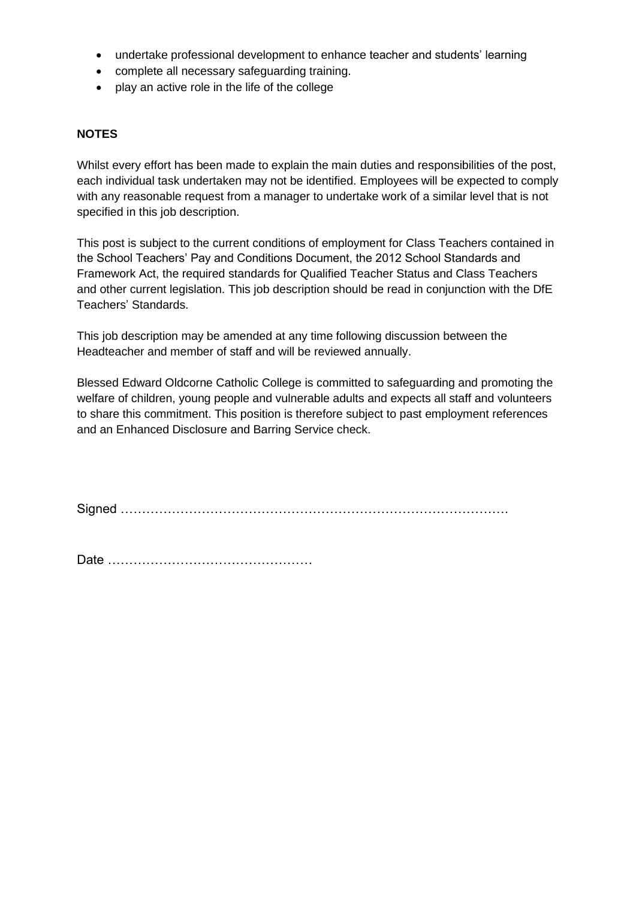- undertake professional development to enhance teacher and students' learning
- complete all necessary safeguarding training.
- play an active role in the life of the college

**NOTES**

Whilst every effort has been made to explain the main duties and responsibilities of the post, each individual task undertaken may not be identified. Employees will be expected to comply with any reasonable request from a manager to undertake work of a similar level that is not specified in this job description.

This post is subject to the current conditions of employment for Class Teachers contained in the School Teachers' Pay and Conditions Document, the 2012 School Standards and Framework Act, the required standards for Qualified Teacher Status and Class Teachers and other current legislation. This job description should be read in conjunction with the DfE Teachers' Standards.

This job description may be amended at any time following discussion between the Headteacher and member of staff and will be reviewed annually.

Blessed Edward Oldcorne Catholic College is committed to safeguarding and promoting the welfare of children, young people and vulnerable adults and expects all staff and volunteers to share this commitment. This position is therefore subject to past employment references and an Enhanced Disclosure and Barring Service check.

Signed ………………………………………………………………………………

Date …………………………………………